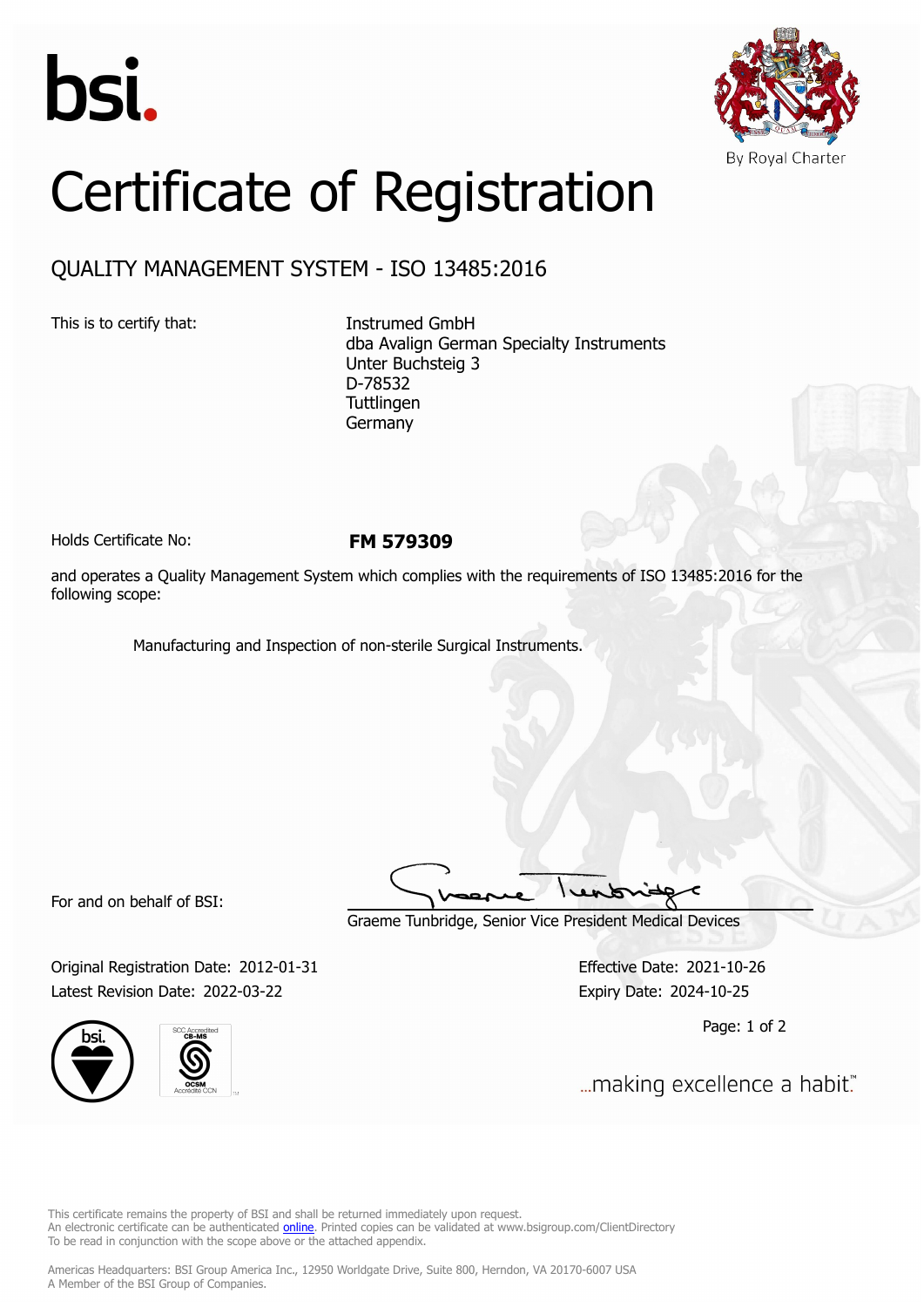bsi.

By Royal Charter

# Certificate of Registration

## QUALITY MANAGEMENT SYSTEM - ISO 13485:2016

This is to certify that:

Instrumed GmbH
dba Avalign German Specialty Instruments
Unter Buchsteig 3
D-78532
Tuttlingen
Germany

Holds Certificate No: **FM 579309**

and operates a Quality Management System which complies with the requirements of ISO 13485:2016 for the following scope:

Manufacturing and Inspection of non-sterile Surgical Instruments.

For and on behalf of BSI:

Graeme Tunbridge, Senior Vice President Medical Devices

Original Registration Date: 2012-01-31
Latest Revision Date: 2022-03-22

Effective Date: 2021-10-26
Expiry Date: 2024-10-25

Page: 1 of 2

...making excellence a habit.™

This certificate remains the property of BSI and shall be returned immediately upon request.
An electronic certificate can be authenticated online. Printed copies can be validated at www.bsigroup.com/ClientDirectory
To be read in conjunction with the scope above or the attached appendix.

Americas Headquarters: BSI Group America Inc., 12950 Worldgate Drive, Suite 800, Herndon, VA 20170-6007 USA
A Member of the BSI Group of Companies.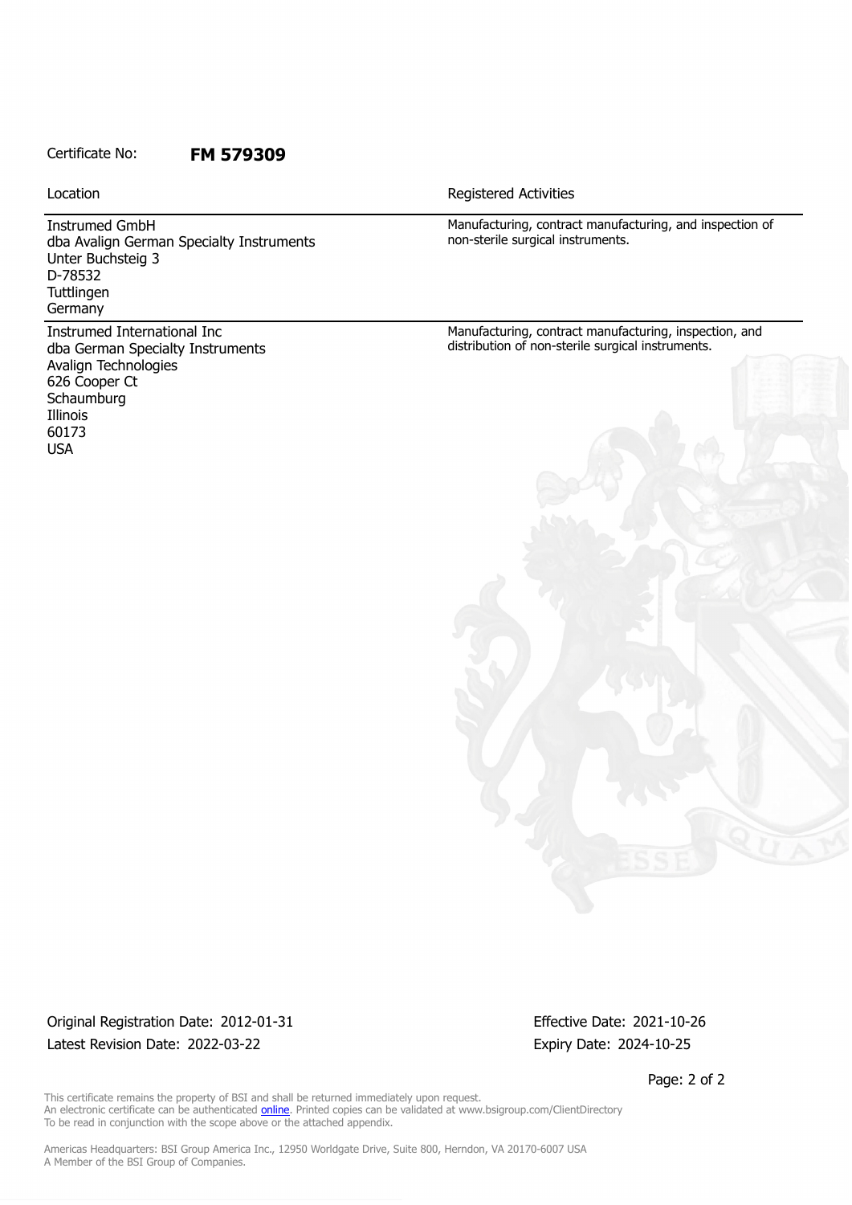Certificate No: **FM 579309**

| Location | Registered Activities |
|---|---|
| Instrumed GmbH<br>dba Avalign German Specialty Instruments<br>Unter Buchsteig 3<br>D-78532<br>Tuttlingen<br>Germany | Manufacturing, contract manufacturing, and inspection of non-sterile surgical instruments. |
| Instrumed International Inc<br>dba German Specialty Instruments<br>Avalign Technologies<br>626 Cooper Ct<br>Schaumburg<br>Illinois<br>60173<br>USA | Manufacturing, contract manufacturing, inspection, and distribution of non-sterile surgical instruments. |

Original Registration Date: 2012-01-31

Latest Revision Date: 2022-03-22

Effective Date: 2021-10-26

Expiry Date: 2024-10-25

This certificate remains the property of BSI and shall be returned immediately upon request.
An electronic certificate can be authenticated online. Printed copies can be validated at www.bsigroup.com/ClientDirectory
To be read in conjunction with the scope above or the attached appendix.

Americas Headquarters: BSI Group America Inc., 12950 Worldgate Drive, Suite 800, Herndon, VA 20170-6007 USA
A Member of the BSI Group of Companies.